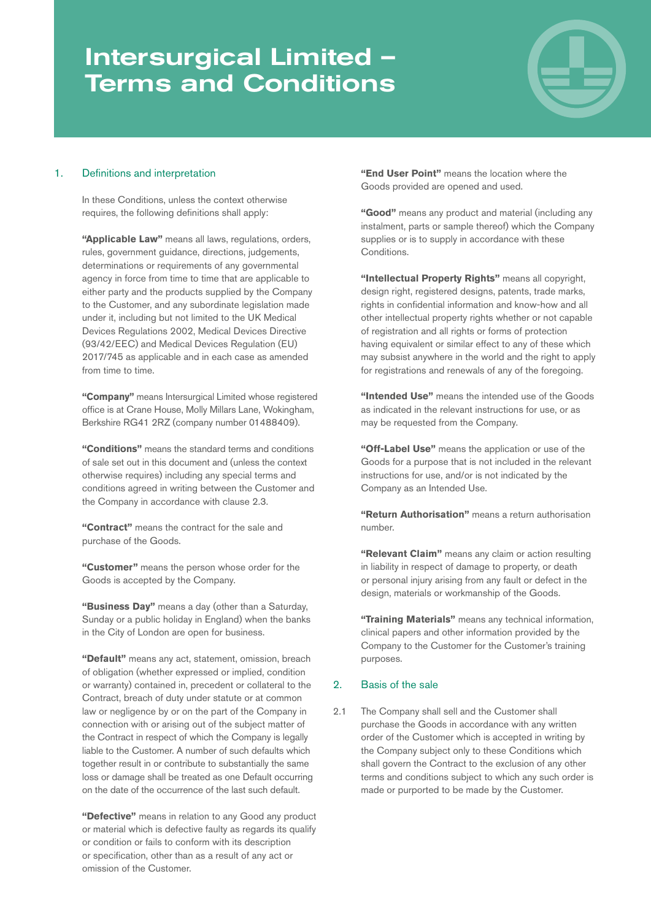# Intersurgical Limited – Terms and Conditions

## 1. Definitions and interpretation

In these Conditions, unless the context otherwise requires, the following definitions shall apply:

**"Applicable Law"** means all laws, regulations, orders, rules, government guidance, directions, judgements, determinations or requirements of any governmental agency in force from time to time that are applicable to either party and the products supplied by the Company to the Customer, and any subordinate legislation made under it, including but not limited to the UK Medical Devices Regulations 2002, Medical Devices Directive (93/42/EEC) and Medical Devices Regulation (EU) 2017/745 as applicable and in each case as amended from time to time.

**"Company"** means Intersurgical Limited whose registered office is at Crane House, Molly Millars Lane, Wokingham, Berkshire RG41 2RZ (company number 01488409).

**"Conditions"** means the standard terms and conditions of sale set out in this document and (unless the context otherwise requires) including any special terms and conditions agreed in writing between the Customer and the Company in accordance with clause 2.3.

**"Contract"** means the contract for the sale and purchase of the Goods.

**"Customer"** means the person whose order for the Goods is accepted by the Company.

**"Business Day"** means a day (other than a Saturday, Sunday or a public holiday in England) when the banks in the City of London are open for business.

**"Default"** means any act, statement, omission, breach of obligation (whether expressed or implied, condition or warranty) contained in, precedent or collateral to the Contract, breach of duty under statute or at common law or negligence by or on the part of the Company in connection with or arising out of the subject matter of the Contract in respect of which the Company is legally liable to the Customer. A number of such defaults which together result in or contribute to substantially the same loss or damage shall be treated as one Default occurring on the date of the occurrence of the last such default.

**"Defective"** means in relation to any Good any product or material which is defective faulty as regards its qualify or condition or fails to conform with its description or specification, other than as a result of any act or omission of the Customer.

**"End User Point"** means the location where the Goods provided are opened and used.

**"Good"** means any product and material (including any instalment, parts or sample thereof) which the Company supplies or is to supply in accordance with these Conditions.

**"Intellectual Property Rights"** means all copyright, design right, registered designs, patents, trade marks, rights in confidential information and know-how and all other intellectual property rights whether or not capable of registration and all rights or forms of protection having equivalent or similar effect to any of these which may subsist anywhere in the world and the right to apply for registrations and renewals of any of the foregoing.

**"Intended Use"** means the intended use of the Goods as indicated in the relevant instructions for use, or as may be requested from the Company.

**"Off-Label Use"** means the application or use of the Goods for a purpose that is not included in the relevant instructions for use, and/or is not indicated by the Company as an Intended Use.

**"Return Authorisation"** means a return authorisation number.

**"Relevant Claim"** means any claim or action resulting in liability in respect of damage to property, or death or personal injury arising from any fault or defect in the design, materials or workmanship of the Goods.

**"Training Materials"** means any technical information, clinical papers and other information provided by the Company to the Customer for the Customer's training purposes.

## 2. Basis of the sale

2.1 The Company shall sell and the Customer shall purchase the Goods in accordance with any written order of the Customer which is accepted in writing by the Company subject only to these Conditions which shall govern the Contract to the exclusion of any other terms and conditions subject to which any such order is made or purported to be made by the Customer.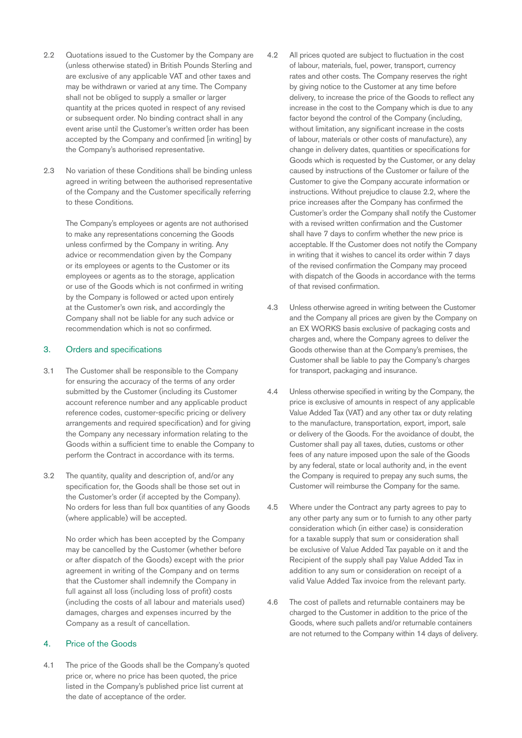2.2 Quotations issued to the Customer by the Company are (unless otherwise stated) in British Pounds Sterling and are exclusive of any applicable VAT and other taxes and may be withdrawn or varied at any time. The Company shall not be obliged to supply a smaller or larger quantity at the prices quoted in respect of any revised or subsequent order. No binding contract shall in any event arise until the Customer's written order has been accepted by the Company and confirmed [in writing] by the Company's authorised representative.

2.3 No variation of these Conditions shall be binding unless agreed in writing between the authorised representative of the Company and the Customer specifically referring to these Conditions.

The Company's employees or agents are not authorised to make any representations concerning the Goods unless confirmed by the Company in writing. Any advice or recommendation given by the Company or its employees or agents to the Customer or its employees or agents as to the storage, application or use of the Goods which is not confirmed in writing by the Company is followed or acted upon entirely at the Customer's own risk, and accordingly the Company shall not be liable for any such advice or recommendation which is not so confirmed.

## 3. Orders and specifications

3.1 The Customer shall be responsible to the Company for ensuring the accuracy of the terms of any order submitted by the Customer (including its Customer account reference number and any applicable product reference codes, customer-specific pricing or delivery arrangements and required specification) and for giving the Company any necessary information relating to the Goods within a sufficient time to enable the Company to perform the Contract in accordance with its terms.

3.2 The quantity, quality and description of, and/or any specification for, the Goods shall be those set out in the Customer's order (if accepted by the Company). No orders for less than full box quantities of any Goods (where applicable) will be accepted.

No order which has been accepted by the Company may be cancelled by the Customer (whether before or after dispatch of the Goods) except with the prior agreement in writing of the Company and on terms that the Customer shall indemnify the Company in full against all loss (including loss of profit) costs (including the costs of all labour and materials used) damages, charges and expenses incurred by the Company as a result of cancellation.

## 4. Price of the Goods

4.1 The price of the Goods shall be the Company's quoted price or, where no price has been quoted, the price listed in the Company's published price list current at the date of acceptance of the order.

4.2 All prices quoted are subject to fluctuation in the cost of labour, materials, fuel, power, transport, currency rates and other costs. The Company reserves the right by giving notice to the Customer at any time before delivery, to increase the price of the Goods to reflect any increase in the cost to the Company which is due to any factor beyond the control of the Company (including, without limitation, any significant increase in the costs of labour, materials or other costs of manufacture), any change in delivery dates, quantities or specifications for Goods which is requested by the Customer, or any delay caused by instructions of the Customer or failure of the Customer to give the Company accurate information or instructions. Without prejudice to clause 2.2, where the price increases after the Company has confirmed the Customer's order the Company shall notify the Customer with a revised written confirmation and the Customer shall have 7 days to confirm whether the new price is acceptable. If the Customer does not notify the Company in writing that it wishes to cancel its order within 7 days of the revised confirmation the Company may proceed with dispatch of the Goods in accordance with the terms of that revised confirmation.

4.3 Unless otherwise agreed in writing between the Customer and the Company all prices are given by the Company on an EX WORKS basis exclusive of packaging costs and charges and, where the Company agrees to deliver the Goods otherwise than at the Company's premises, the Customer shall be liable to pay the Company's charges for transport, packaging and insurance.

4.4 Unless otherwise specified in writing by the Company, the price is exclusive of amounts in respect of any applicable Value Added Tax (VAT) and any other tax or duty relating to the manufacture, transportation, export, import, sale or delivery of the Goods. For the avoidance of doubt, the Customer shall pay all taxes, duties, customs or other fees of any nature imposed upon the sale of the Goods by any federal, state or local authority and, in the event the Company is required to prepay any such sums, the Customer will reimburse the Company for the same.

4.5 Where under the Contract any party agrees to pay to any other party any sum or to furnish to any other party consideration which (in either case) is consideration for a taxable supply that sum or consideration shall be exclusive of Value Added Tax payable on it and the Recipient of the supply shall pay Value Added Tax in addition to any sum or consideration on receipt of a valid Value Added Tax invoice from the relevant party.

4.6 The cost of pallets and returnable containers may be charged to the Customer in addition to the price of the Goods, where such pallets and/or returnable containers are not returned to the Company within 14 days of delivery.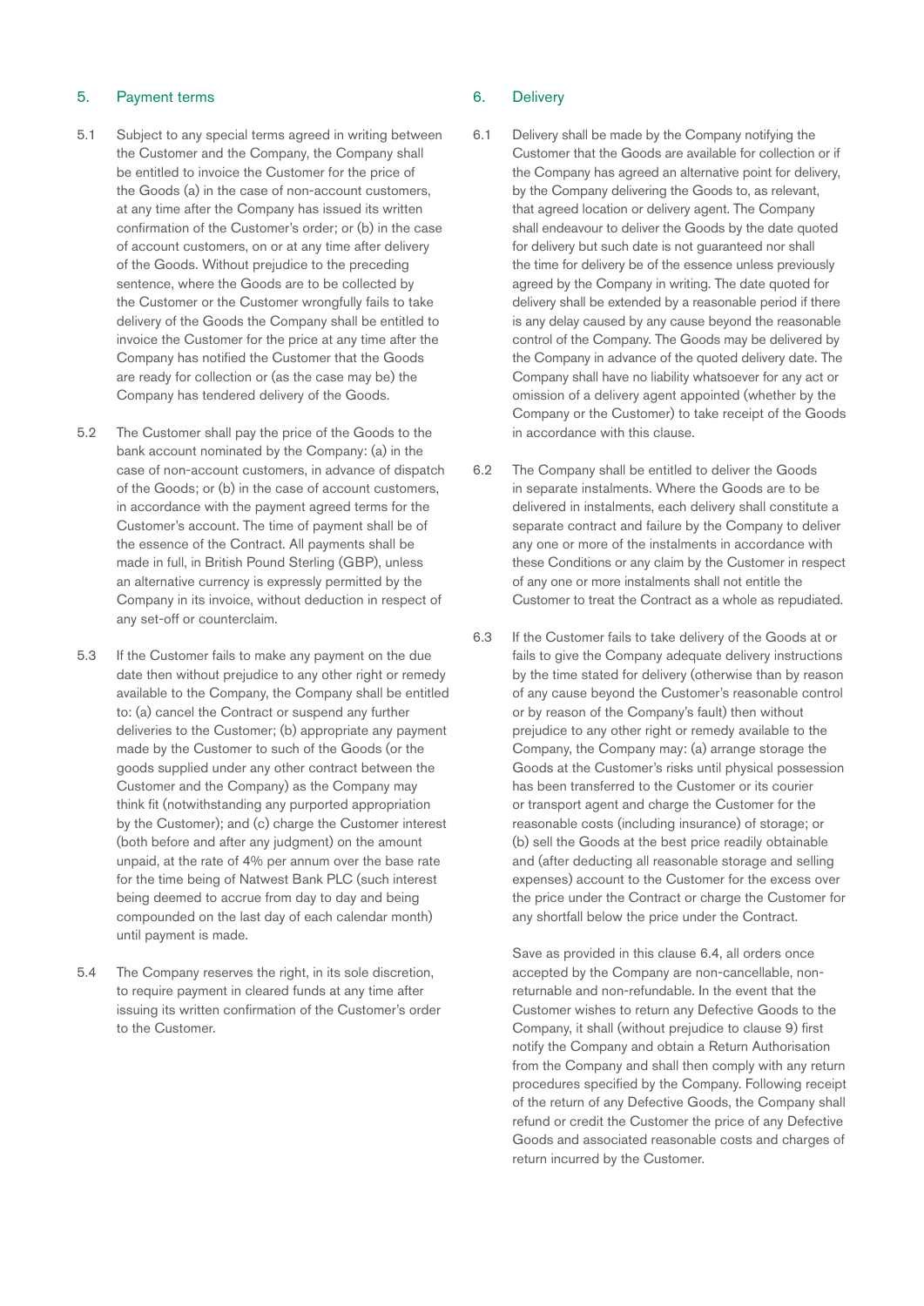## 5. Payment terms

5.1 Subject to any special terms agreed in writing between the Customer and the Company, the Company shall be entitled to invoice the Customer for the price of the Goods (a) in the case of non-account customers, at any time after the Company has issued its written confirmation of the Customer's order; or (b) in the case of account customers, on or at any time after delivery of the Goods. Without prejudice to the preceding sentence, where the Goods are to be collected by the Customer or the Customer wrongfully fails to take delivery of the Goods the Company shall be entitled to invoice the Customer for the price at any time after the Company has notified the Customer that the Goods are ready for collection or (as the case may be) the Company has tendered delivery of the Goods.

5.2 The Customer shall pay the price of the Goods to the bank account nominated by the Company: (a) in the case of non-account customers, in advance of dispatch of the Goods; or (b) in the case of account customers, in accordance with the payment agreed terms for the Customer's account. The time of payment shall be of the essence of the Contract. All payments shall be made in full, in British Pound Sterling (GBP), unless an alternative currency is expressly permitted by the Company in its invoice, without deduction in respect of any set-off or counterclaim.

5.3 If the Customer fails to make any payment on the due date then without prejudice to any other right or remedy available to the Company, the Company shall be entitled to: (a) cancel the Contract or suspend any further deliveries to the Customer; (b) appropriate any payment made by the Customer to such of the Goods (or the goods supplied under any other contract between the Customer and the Company) as the Company may think fit (notwithstanding any purported appropriation by the Customer); and (c) charge the Customer interest (both before and after any judgment) on the amount unpaid, at the rate of 4% per annum over the base rate for the time being of Natwest Bank PLC (such interest being deemed to accrue from day to day and being compounded on the last day of each calendar month) until payment is made.

5.4 The Company reserves the right, in its sole discretion, to require payment in cleared funds at any time after issuing its written confirmation of the Customer's order to the Customer.

## 6. Delivery

6.1 Delivery shall be made by the Company notifying the Customer that the Goods are available for collection or if the Company has agreed an alternative point for delivery, by the Company delivering the Goods to, as relevant, that agreed location or delivery agent. The Company shall endeavour to deliver the Goods by the date quoted for delivery but such date is not guaranteed nor shall the time for delivery be of the essence unless previously agreed by the Company in writing. The date quoted for delivery shall be extended by a reasonable period if there is any delay caused by any cause beyond the reasonable control of the Company. The Goods may be delivered by the Company in advance of the quoted delivery date. The Company shall have no liability whatsoever for any act or omission of a delivery agent appointed (whether by the Company or the Customer) to take receipt of the Goods in accordance with this clause.

6.2 The Company shall be entitled to deliver the Goods in separate instalments. Where the Goods are to be delivered in instalments, each delivery shall constitute a separate contract and failure by the Company to deliver any one or more of the instalments in accordance with these Conditions or any claim by the Customer in respect of any one or more instalments shall not entitle the Customer to treat the Contract as a whole as repudiated.

6.3 If the Customer fails to take delivery of the Goods at or fails to give the Company adequate delivery instructions by the time stated for delivery (otherwise than by reason of any cause beyond the Customer's reasonable control or by reason of the Company's fault) then without prejudice to any other right or remedy available to the Company, the Company may: (a) arrange storage the Goods at the Customer's risks until physical possession has been transferred to the Customer or its courier or transport agent and charge the Customer for the reasonable costs (including insurance) of storage; or (b) sell the Goods at the best price readily obtainable and (after deducting all reasonable storage and selling expenses) account to the Customer for the excess over the price under the Contract or charge the Customer for any shortfall below the price under the Contract.

Save as provided in this clause 6.4, all orders once accepted by the Company are non-cancellable, non-returnable and non-refundable. In the event that the Customer wishes to return any Defective Goods to the Company, it shall (without prejudice to clause 9) first notify the Company and obtain a Return Authorisation from the Company and shall then comply with any return procedures specified by the Company. Following receipt of the return of any Defective Goods, the Company shall refund or credit the Customer the price of any Defective Goods and associated reasonable costs and charges of return incurred by the Customer.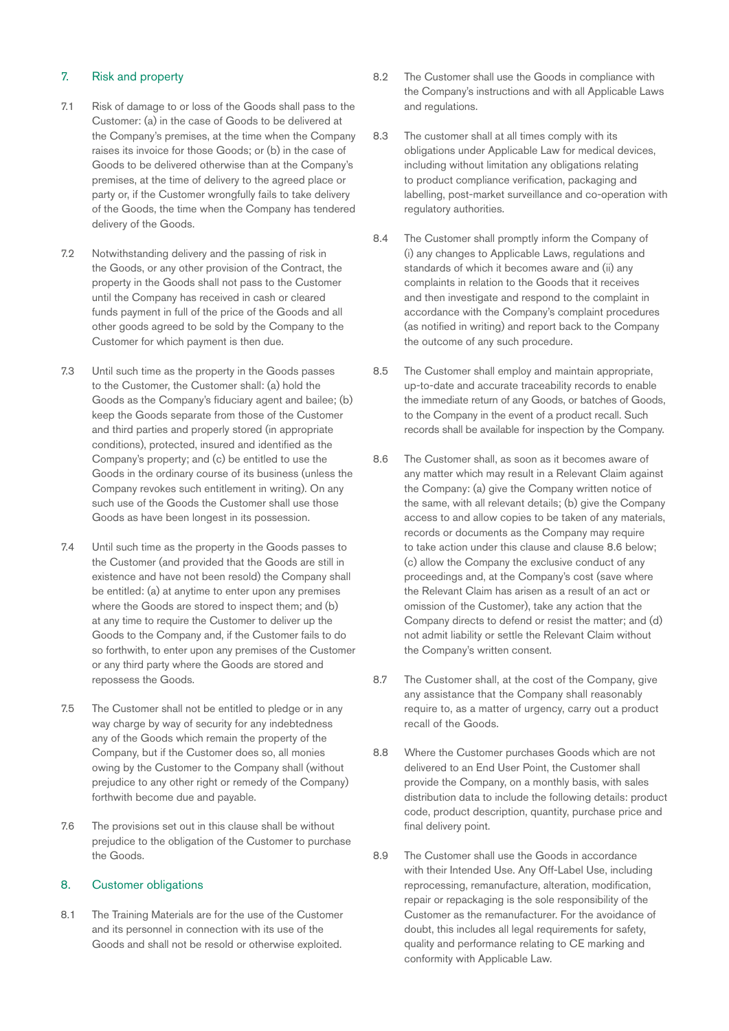## 7. Risk and property

7.1 Risk of damage to or loss of the Goods shall pass to the Customer: (a) in the case of Goods to be delivered at the Company's premises, at the time when the Company raises its invoice for those Goods; or (b) in the case of Goods to be delivered otherwise than at the Company's premises, at the time of delivery to the agreed place or party or, if the Customer wrongfully fails to take delivery of the Goods, the time when the Company has tendered delivery of the Goods.

7.2 Notwithstanding delivery and the passing of risk in the Goods, or any other provision of the Contract, the property in the Goods shall not pass to the Customer until the Company has received in cash or cleared funds payment in full of the price of the Goods and all other goods agreed to be sold by the Company to the Customer for which payment is then due.

7.3 Until such time as the property in the Goods passes to the Customer, the Customer shall: (a) hold the Goods as the Company's fiduciary agent and bailee; (b) keep the Goods separate from those of the Customer and third parties and properly stored (in appropriate conditions), protected, insured and identified as the Company's property; and (c) be entitled to use the Goods in the ordinary course of its business (unless the Company revokes such entitlement in writing). On any such use of the Goods the Customer shall use those Goods as have been longest in its possession.

7.4 Until such time as the property in the Goods passes to the Customer (and provided that the Goods are still in existence and have not been resold) the Company shall be entitled: (a) at anytime to enter upon any premises where the Goods are stored to inspect them; and (b) at any time to require the Customer to deliver up the Goods to the Company and, if the Customer fails to do so forthwith, to enter upon any premises of the Customer or any third party where the Goods are stored and repossess the Goods.

7.5 The Customer shall not be entitled to pledge or in any way charge by way of security for any indebtedness any of the Goods which remain the property of the Company, but if the Customer does so, all monies owing by the Customer to the Company shall (without prejudice to any other right or remedy of the Company) forthwith become due and payable.

7.6 The provisions set out in this clause shall be without prejudice to the obligation of the Customer to purchase the Goods.

## 8. Customer obligations

8.1 The Training Materials are for the use of the Customer and its personnel in connection with its use of the Goods and shall not be resold or otherwise exploited.

8.2 The Customer shall use the Goods in compliance with the Company's instructions and with all Applicable Laws and regulations.

8.3 The customer shall at all times comply with its obligations under Applicable Law for medical devices, including without limitation any obligations relating to product compliance verification, packaging and labelling, post-market surveillance and co-operation with regulatory authorities.

8.4 The Customer shall promptly inform the Company of (i) any changes to Applicable Laws, regulations and standards of which it becomes aware and (ii) any complaints in relation to the Goods that it receives and then investigate and respond to the complaint in accordance with the Company's complaint procedures (as notified in writing) and report back to the Company the outcome of any such procedure.

8.5 The Customer shall employ and maintain appropriate, up-to-date and accurate traceability records to enable the immediate return of any Goods, or batches of Goods, to the Company in the event of a product recall. Such records shall be available for inspection by the Company.

8.6 The Customer shall, as soon as it becomes aware of any matter which may result in a Relevant Claim against the Company: (a) give the Company written notice of the same, with all relevant details; (b) give the Company access to and allow copies to be taken of any materials, records or documents as the Company may require to take action under this clause and clause 8.6 below; (c) allow the Company the exclusive conduct of any proceedings and, at the Company's cost (save where the Relevant Claim has arisen as a result of an act or omission of the Customer), take any action that the Company directs to defend or resist the matter; and (d) not admit liability or settle the Relevant Claim without the Company's written consent.

8.7 The Customer shall, at the cost of the Company, give any assistance that the Company shall reasonably require to, as a matter of urgency, carry out a product recall of the Goods.

8.8 Where the Customer purchases Goods which are not delivered to an End User Point, the Customer shall provide the Company, on a monthly basis, with sales distribution data to include the following details: product code, product description, quantity, purchase price and final delivery point.

8.9 The Customer shall use the Goods in accordance with their Intended Use. Any Off-Label Use, including reprocessing, remanufacture, alteration, modification, repair or repackaging is the sole responsibility of the Customer as the remanufacturer. For the avoidance of doubt, this includes all legal requirements for safety, quality and performance relating to CE marking and conformity with Applicable Law.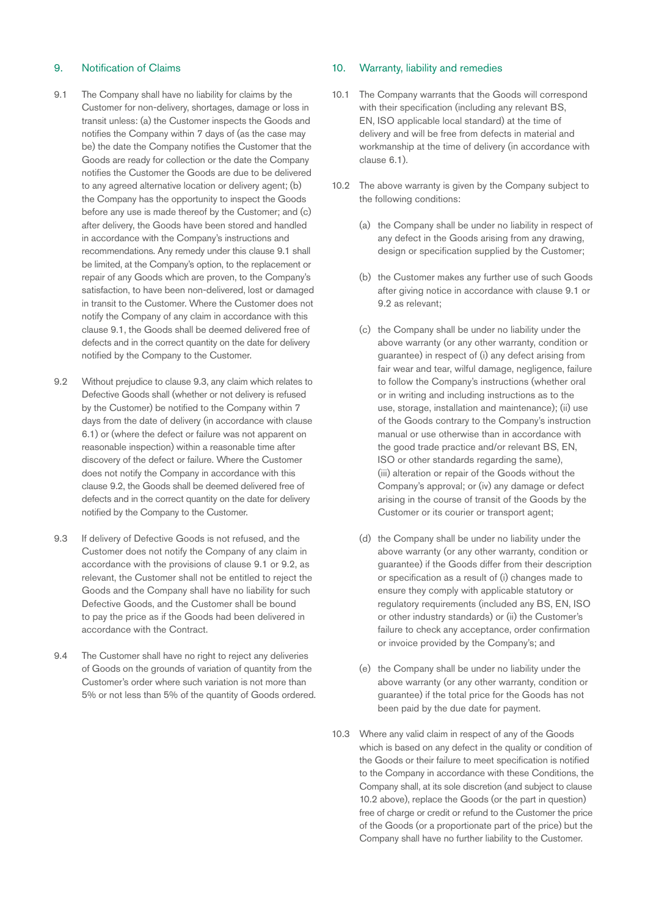## 9. Notification of Claims

9.1 The Company shall have no liability for claims by the Customer for non-delivery, shortages, damage or loss in transit unless: (a) the Customer inspects the Goods and notifies the Company within 7 days of (as the case may be) the date the Company notifies the Customer that the Goods are ready for collection or the date the Company notifies the Customer the Goods are due to be delivered to any agreed alternative location or delivery agent; (b) the Company has the opportunity to inspect the Goods before any use is made thereof by the Customer; and (c) after delivery, the Goods have been stored and handled in accordance with the Company's instructions and recommendations. Any remedy under this clause 9.1 shall be limited, at the Company's option, to the replacement or repair of any Goods which are proven, to the Company's satisfaction, to have been non-delivered, lost or damaged in transit to the Customer. Where the Customer does not notify the Company of any claim in accordance with this clause 9.1, the Goods shall be deemed delivered free of defects and in the correct quantity on the date for delivery notified by the Company to the Customer.

9.2 Without prejudice to clause 9.3, any claim which relates to Defective Goods shall (whether or not delivery is refused by the Customer) be notified to the Company within 7 days from the date of delivery (in accordance with clause 6.1) or (where the defect or failure was not apparent on reasonable inspection) within a reasonable time after discovery of the defect or failure. Where the Customer does not notify the Company in accordance with this clause 9.2, the Goods shall be deemed delivered free of defects and in the correct quantity on the date for delivery notified by the Company to the Customer.

9.3 If delivery of Defective Goods is not refused, and the Customer does not notify the Company of any claim in accordance with the provisions of clause 9.1 or 9.2, as relevant, the Customer shall not be entitled to reject the Goods and the Company shall have no liability for such Defective Goods, and the Customer shall be bound to pay the price as if the Goods had been delivered in accordance with the Contract.

9.4 The Customer shall have no right to reject any deliveries of Goods on the grounds of variation of quantity from the Customer's order where such variation is not more than 5% or not less than 5% of the quantity of Goods ordered.

## 10. Warranty, liability and remedies

10.1 The Company warrants that the Goods will correspond with their specification (including any relevant BS, EN, ISO applicable local standard) at the time of delivery and will be free from defects in material and workmanship at the time of delivery (in accordance with clause 6.1).

10.2 The above warranty is given by the Company subject to the following conditions:

(a) the Company shall be under no liability in respect of any defect in the Goods arising from any drawing, design or specification supplied by the Customer;

(b) the Customer makes any further use of such Goods after giving notice in accordance with clause 9.1 or 9.2 as relevant;

(c) the Company shall be under no liability under the above warranty (or any other warranty, condition or guarantee) in respect of (i) any defect arising from fair wear and tear, wilful damage, negligence, failure to follow the Company's instructions (whether oral or in writing and including instructions as to the use, storage, installation and maintenance); (ii) use of the Goods contrary to the Company's instruction manual or use otherwise than in accordance with the good trade practice and/or relevant BS, EN, ISO or other standards regarding the same), (iii) alteration or repair of the Goods without the Company's approval; or (iv) any damage or defect arising in the course of transit of the Goods by the Customer or its courier or transport agent;

(d) the Company shall be under no liability under the above warranty (or any other warranty, condition or guarantee) if the Goods differ from their description or specification as a result of (i) changes made to ensure they comply with applicable statutory or regulatory requirements (included any BS, EN, ISO or other industry standards) or (ii) the Customer's failure to check any acceptance, order confirmation or invoice provided by the Company's; and

(e) the Company shall be under no liability under the above warranty (or any other warranty, condition or guarantee) if the total price for the Goods has not been paid by the due date for payment.

10.3 Where any valid claim in respect of any of the Goods which is based on any defect in the quality or condition of the Goods or their failure to meet specification is notified to the Company in accordance with these Conditions, the Company shall, at its sole discretion (and subject to clause 10.2 above), replace the Goods (or the part in question) free of charge or credit or refund to the Customer the price of the Goods (or a proportionate part of the price) but the Company shall have no further liability to the Customer.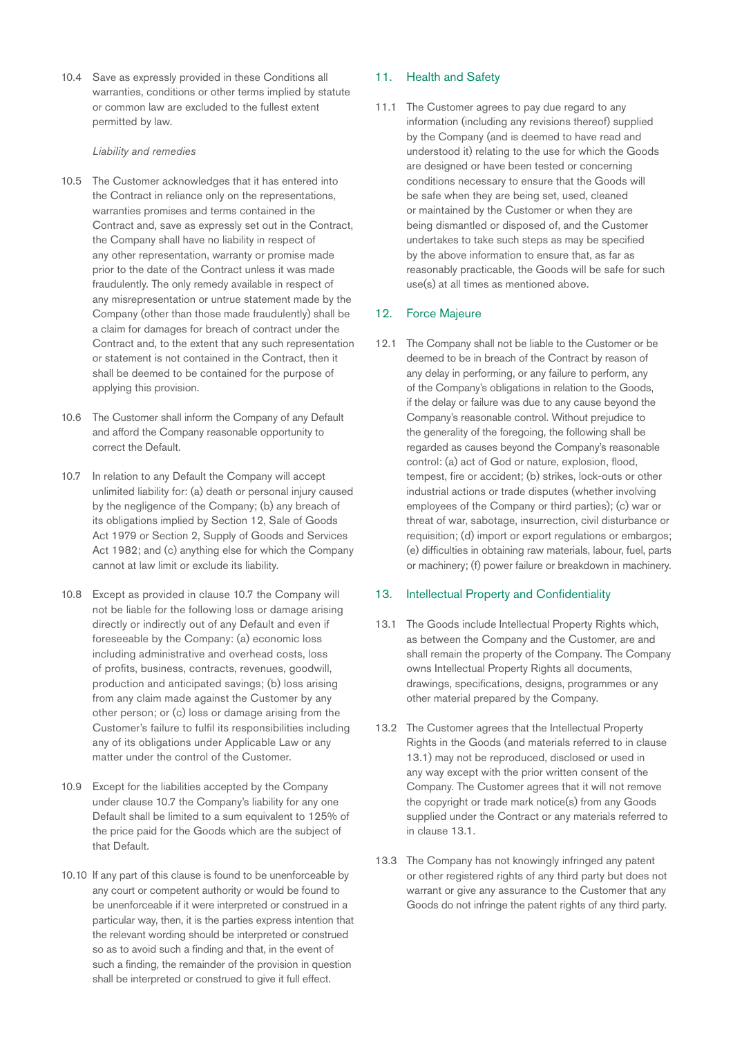10.4 Save as expressly provided in these Conditions all warranties, conditions or other terms implied by statute or common law are excluded to the fullest extent permitted by law.

*Liability and remedies*

10.5 The Customer acknowledges that it has entered into the Contract in reliance only on the representations, warranties promises and terms contained in the Contract and, save as expressly set out in the Contract, the Company shall have no liability in respect of any other representation, warranty or promise made prior to the date of the Contract unless it was made fraudulently. The only remedy available in respect of any misrepresentation or untrue statement made by the Company (other than those made fraudulently) shall be a claim for damages for breach of contract under the Contract and, to the extent that any such representation or statement is not contained in the Contract, then it shall be deemed to be contained for the purpose of applying this provision.

10.6 The Customer shall inform the Company of any Default and afford the Company reasonable opportunity to correct the Default.

10.7 In relation to any Default the Company will accept unlimited liability for: (a) death or personal injury caused by the negligence of the Company; (b) any breach of its obligations implied by Section 12, Sale of Goods Act 1979 or Section 2, Supply of Goods and Services Act 1982; and (c) anything else for which the Company cannot at law limit or exclude its liability.

10.8 Except as provided in clause 10.7 the Company will not be liable for the following loss or damage arising directly or indirectly out of any Default and even if foreseeable by the Company: (a) economic loss including administrative and overhead costs, loss of profits, business, contracts, revenues, goodwill, production and anticipated savings; (b) loss arising from any claim made against the Customer by any other person; or (c) loss or damage arising from the Customer's failure to fulfil its responsibilities including any of its obligations under Applicable Law or any matter under the control of the Customer.

10.9 Except for the liabilities accepted by the Company under clause 10.7 the Company's liability for any one Default shall be limited to a sum equivalent to 125% of the price paid for the Goods which are the subject of that Default.

10.10 If any part of this clause is found to be unenforceable by any court or competent authority or would be found to be unenforceable if it were interpreted or construed in a particular way, then, it is the parties express intention that the relevant wording should be interpreted or construed so as to avoid such a finding and that, in the event of such a finding, the remainder of the provision in question shall be interpreted or construed to give it full effect.

## 11. Health and Safety

11.1 The Customer agrees to pay due regard to any information (including any revisions thereof) supplied by the Company (and is deemed to have read and understood it) relating to the use for which the Goods are designed or have been tested or concerning conditions necessary to ensure that the Goods will be safe when they are being set, used, cleaned or maintained by the Customer or when they are being dismantled or disposed of, and the Customer undertakes to take such steps as may be specified by the above information to ensure that, as far as reasonably practicable, the Goods will be safe for such use(s) at all times as mentioned above.

## 12. Force Majeure

12.1 The Company shall not be liable to the Customer or be deemed to be in breach of the Contract by reason of any delay in performing, or any failure to perform, any of the Company's obligations in relation to the Goods, if the delay or failure was due to any cause beyond the Company's reasonable control. Without prejudice to the generality of the foregoing, the following shall be regarded as causes beyond the Company's reasonable control: (a) act of God or nature, explosion, flood, tempest, fire or accident; (b) strikes, lock-outs or other industrial actions or trade disputes (whether involving employees of the Company or third parties); (c) war or threat of war, sabotage, insurrection, civil disturbance or requisition; (d) import or export regulations or embargos; (e) difficulties in obtaining raw materials, labour, fuel, parts or machinery; (f) power failure or breakdown in machinery.

## 13. Intellectual Property and Confidentiality

13.1 The Goods include Intellectual Property Rights which, as between the Company and the Customer, are and shall remain the property of the Company. The Company owns Intellectual Property Rights all documents, drawings, specifications, designs, programmes or any other material prepared by the Company.

13.2 The Customer agrees that the Intellectual Property Rights in the Goods (and materials referred to in clause 13.1) may not be reproduced, disclosed or used in any way except with the prior written consent of the Company. The Customer agrees that it will not remove the copyright or trade mark notice(s) from any Goods supplied under the Contract or any materials referred to in clause 13.1.

13.3 The Company has not knowingly infringed any patent or other registered rights of any third party but does not warrant or give any assurance to the Customer that any Goods do not infringe the patent rights of any third party.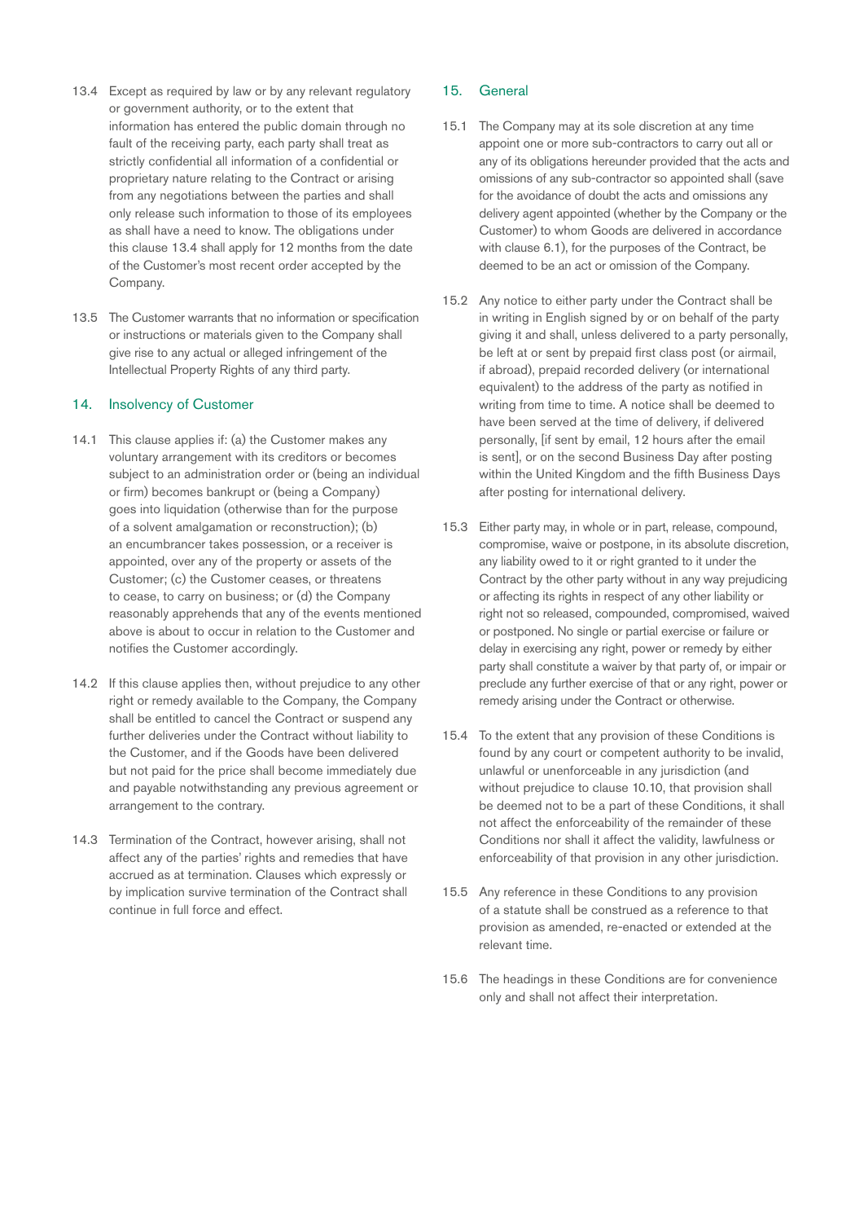13.4 Except as required by law or by any relevant regulatory or government authority, or to the extent that information has entered the public domain through no fault of the receiving party, each party shall treat as strictly confidential all information of a confidential or proprietary nature relating to the Contract or arising from any negotiations between the parties and shall only release such information to those of its employees as shall have a need to know. The obligations under this clause 13.4 shall apply for 12 months from the date of the Customer's most recent order accepted by the Company.

13.5 The Customer warrants that no information or specification or instructions or materials given to the Company shall give rise to any actual or alleged infringement of the Intellectual Property Rights of any third party.

## 14. Insolvency of Customer

14.1 This clause applies if: (a) the Customer makes any voluntary arrangement with its creditors or becomes subject to an administration order or (being an individual or firm) becomes bankrupt or (being a Company) goes into liquidation (otherwise than for the purpose of a solvent amalgamation or reconstruction); (b) an encumbrancer takes possession, or a receiver is appointed, over any of the property or assets of the Customer; (c) the Customer ceases, or threatens to cease, to carry on business; or (d) the Company reasonably apprehends that any of the events mentioned above is about to occur in relation to the Customer and notifies the Customer accordingly.

14.2 If this clause applies then, without prejudice to any other right or remedy available to the Company, the Company shall be entitled to cancel the Contract or suspend any further deliveries under the Contract without liability to the Customer, and if the Goods have been delivered but not paid for the price shall become immediately due and payable notwithstanding any previous agreement or arrangement to the contrary.

14.3 Termination of the Contract, however arising, shall not affect any of the parties' rights and remedies that have accrued as at termination. Clauses which expressly or by implication survive termination of the Contract shall continue in full force and effect.

## 15. General

15.1 The Company may at its sole discretion at any time appoint one or more sub-contractors to carry out all or any of its obligations hereunder provided that the acts and omissions of any sub-contractor so appointed shall (save for the avoidance of doubt the acts and omissions any delivery agent appointed (whether by the Company or the Customer) to whom Goods are delivered in accordance with clause 6.1), for the purposes of the Contract, be deemed to be an act or omission of the Company.

15.2 Any notice to either party under the Contract shall be in writing in English signed by or on behalf of the party giving it and shall, unless delivered to a party personally, be left at or sent by prepaid first class post (or airmail, if abroad), prepaid recorded delivery (or international equivalent) to the address of the party as notified in writing from time to time. A notice shall be deemed to have been served at the time of delivery, if delivered personally, [if sent by email, 12 hours after the email is sent], or on the second Business Day after posting within the United Kingdom and the fifth Business Days after posting for international delivery.

15.3 Either party may, in whole or in part, release, compound, compromise, waive or postpone, in its absolute discretion, any liability owed to it or right granted to it under the Contract by the other party without in any way prejudicing or affecting its rights in respect of any other liability or right not so released, compounded, compromised, waived or postponed. No single or partial exercise or failure or delay in exercising any right, power or remedy by either party shall constitute a waiver by that party of, or impair or preclude any further exercise of that or any right, power or remedy arising under the Contract or otherwise.

15.4 To the extent that any provision of these Conditions is found by any court or competent authority to be invalid, unlawful or unenforceable in any jurisdiction (and without prejudice to clause 10.10, that provision shall be deemed not to be a part of these Conditions, it shall not affect the enforceability of the remainder of these Conditions nor shall it affect the validity, lawfulness or enforceability of that provision in any other jurisdiction.

15.5 Any reference in these Conditions to any provision of a statute shall be construed as a reference to that provision as amended, re-enacted or extended at the relevant time.

15.6 The headings in these Conditions are for convenience only and shall not affect their interpretation.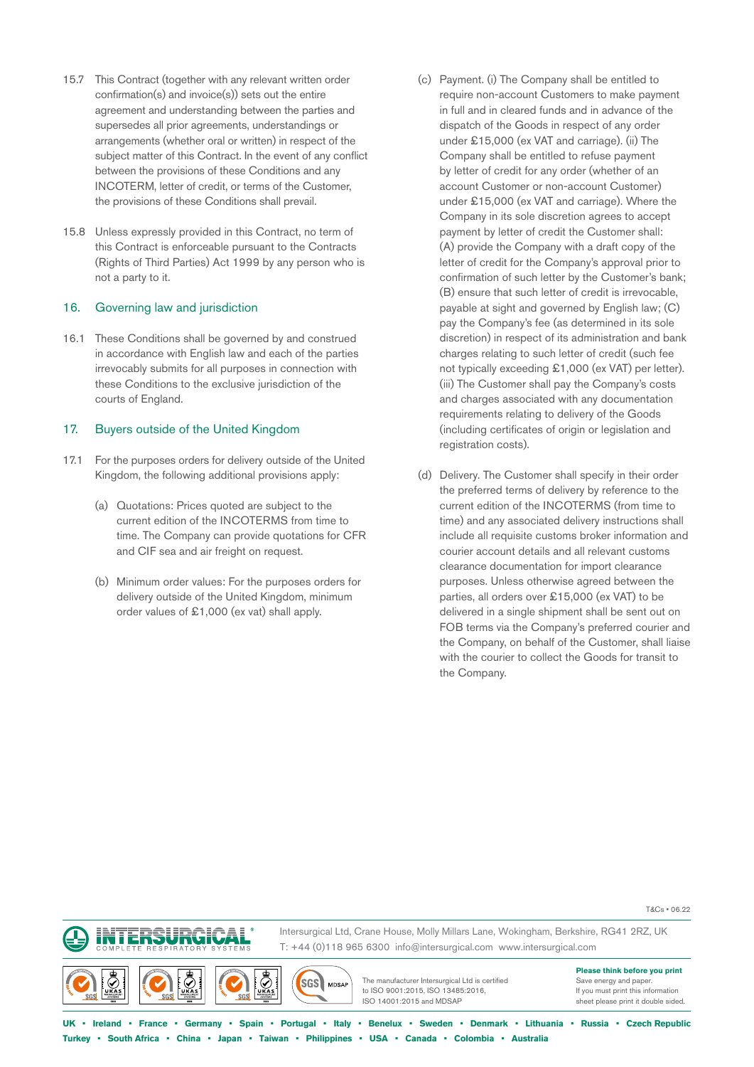15.7 This Contract (together with any relevant written order confirmation(s) and invoice(s)) sets out the entire agreement and understanding between the parties and supersedes all prior agreements, understandings or arrangements (whether oral or written) in respect of the subject matter of this Contract. In the event of any conflict between the provisions of these Conditions and any INCOTERM, letter of credit, or terms of the Customer, the provisions of these Conditions shall prevail.

15.8 Unless expressly provided in this Contract, no term of this Contract is enforceable pursuant to the Contracts (Rights of Third Parties) Act 1999 by any person who is not a party to it.

## 16. Governing law and jurisdiction

16.1 These Conditions shall be governed by and construed in accordance with English law and each of the parties irrevocably submits for all purposes in connection with these Conditions to the exclusive jurisdiction of the courts of England.

## 17. Buyers outside of the United Kingdom

17.1 For the purposes orders for delivery outside of the United Kingdom, the following additional provisions apply:

(a) Quotations: Prices quoted are subject to the current edition of the INCOTERMS from time to time. The Company can provide quotations for CFR and CIF sea and air freight on request.

(b) Minimum order values: For the purposes orders for delivery outside of the United Kingdom, minimum order values of £1,000 (ex vat) shall apply.

(c) Payment. (i) The Company shall be entitled to require non-account Customers to make payment in full and in cleared funds and in advance of the dispatch of the Goods in respect of any order under £15,000 (ex VAT and carriage). (ii) The Company shall be entitled to refuse payment by letter of credit for any order (whether of an account Customer or non-account Customer) under £15,000 (ex VAT and carriage). Where the Company in its sole discretion agrees to accept payment by letter of credit the Customer shall: (A) provide the Company with a draft copy of the letter of credit for the Company's approval prior to confirmation of such letter by the Customer's bank; (B) ensure that such letter of credit is irrevocable, payable at sight and governed by English law; (C) pay the Company's fee (as determined in its sole discretion) in respect of its administration and bank charges relating to such letter of credit (such fee not typically exceeding £1,000 (ex VAT) per letter). (iii) The Customer shall pay the Company's costs and charges associated with any documentation requirements relating to delivery of the Goods (including certificates of origin or legislation and registration costs).

(d) Delivery. The Customer shall specify in their order the preferred terms of delivery by reference to the current edition of the INCOTERMS (from time to time) and any associated delivery instructions shall include all requisite customs broker information and courier account details and all relevant customs clearance documentation for import clearance purposes. Unless otherwise agreed between the parties, all orders over £15,000 (ex VAT) to be delivered in a single shipment shall be sent out on FOB terms via the Company's preferred courier and the Company, on behalf of the Customer, shall liaise with the courier to collect the Goods for transit to the Company.

T&Cs • 06.22

INTERSURGICAL® COMPLETE RESPIRATORY SYSTEMS

Intersurgical Ltd, Crane House, Molly Millars Lane, Wokingham, Berkshire, RG41 2RZ, UK
T: +44 (0)118 965 6300 info@intersurgical.com www.intersurgical.com

The manufacturer Intersurgical Ltd is certified to ISO 9001:2015, ISO 13485:2016, ISO 14001:2015 and MDSAP

**Please think before you print**
Save energy and paper.
If you must print this information sheet please print it double sided.

**UK • Ireland • France • Germany • Spain • Portugal • Italy • Benelux • Sweden • Denmark • Lithuania • Russia • Czech Republic • Turkey • South Africa • China • Japan • Taiwan • Philippines • USA • Canada • Colombia • Australia**